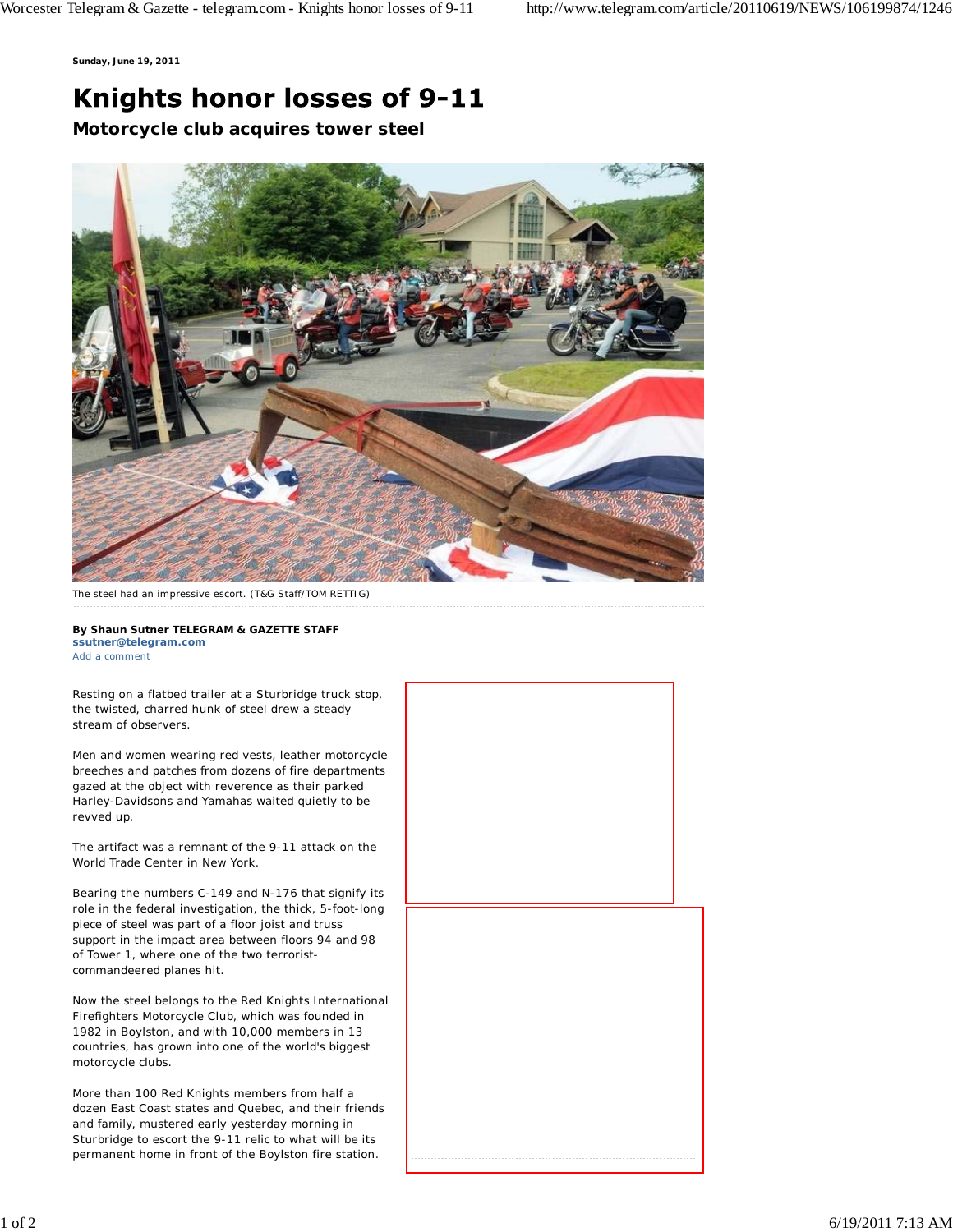Sunday, June 19, 2011

# Knights honor losses of 9-11

## Motorcycle club acquires tower steel

The steel had an impressive escort. (T&G Staff/TOM RETTIG)

**By Shaun Sutner TELEGRAM & GAZETTE STAFF**
**ssutner@telegram.com**
Add a comment

Resting on a flatbed trailer at a Sturbridge truck stop, the twisted, charred hunk of steel drew a steady stream of observers.

Men and women wearing red vests, leather motorcycle breeches and patches from dozens of fire departments gazed at the object with reverence as their parked Harley-Davidsons and Yamahas waited quietly to be revved up.

The artifact was a remnant of the 9-11 attack on the World Trade Center in New York.

Bearing the numbers C-149 and N-176 that signify its role in the federal investigation, the thick, 5-foot-long piece of steel was part of a floor joist and truss support in the impact area between floors 94 and 98 of Tower 1, where one of the two terrorist-commandeered planes hit.

Now the steel belongs to the Red Knights International Firefighters Motorcycle Club, which was founded in 1982 in Boylston, and with 10,000 members in 13 countries, has grown into one of the world's biggest motorcycle clubs.

More than 100 Red Knights members from half a dozen East Coast states and Quebec, and their friends and family, mustered early yesterday morning in Sturbridge to escort the 9-11 relic to what will be its permanent home in front of the Boylston fire station.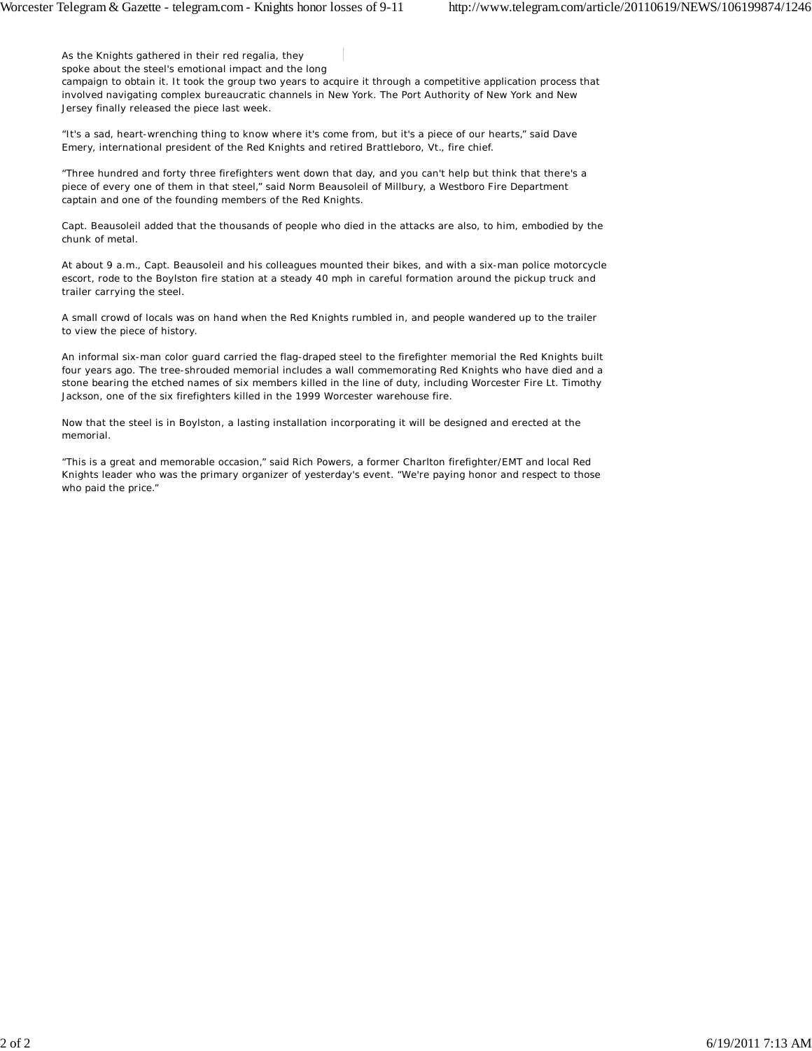As the Knights gathered in their red regalia, they spoke about the steel's emotional impact and the long campaign to obtain it. It took the group two years to acquire it through a competitive application process that involved navigating complex bureaucratic channels in New York. The Port Authority of New York and New Jersey finally released the piece last week.

"It's a sad, heart-wrenching thing to know where it's come from, but it's a piece of our hearts," said Dave Emery, international president of the Red Knights and retired Brattleboro, Vt., fire chief.

"Three hundred and forty three firefighters went down that day, and you can't help but think that there's a piece of every one of them in that steel," said Norm Beausoleil of Millbury, a Westboro Fire Department captain and one of the founding members of the Red Knights.

Capt. Beausoleil added that the thousands of people who died in the attacks are also, to him, embodied by the chunk of metal.

At about 9 a.m., Capt. Beausoleil and his colleagues mounted their bikes, and with a six-man police motorcycle escort, rode to the Boylston fire station at a steady 40 mph in careful formation around the pickup truck and trailer carrying the steel.

A small crowd of locals was on hand when the Red Knights rumbled in, and people wandered up to the trailer to view the piece of history.

An informal six-man color guard carried the flag-draped steel to the firefighter memorial the Red Knights built four years ago. The tree-shrouded memorial includes a wall commemorating Red Knights who have died and a stone bearing the etched names of six members killed in the line of duty, including Worcester Fire Lt. Timothy Jackson, one of the six firefighters killed in the 1999 Worcester warehouse fire.

Now that the steel is in Boylston, a lasting installation incorporating it will be designed and erected at the memorial.

"This is a great and memorable occasion," said Rich Powers, a former Charlton firefighter/EMT and local Red Knights leader who was the primary organizer of yesterday's event. "We're paying honor and respect to those who paid the price."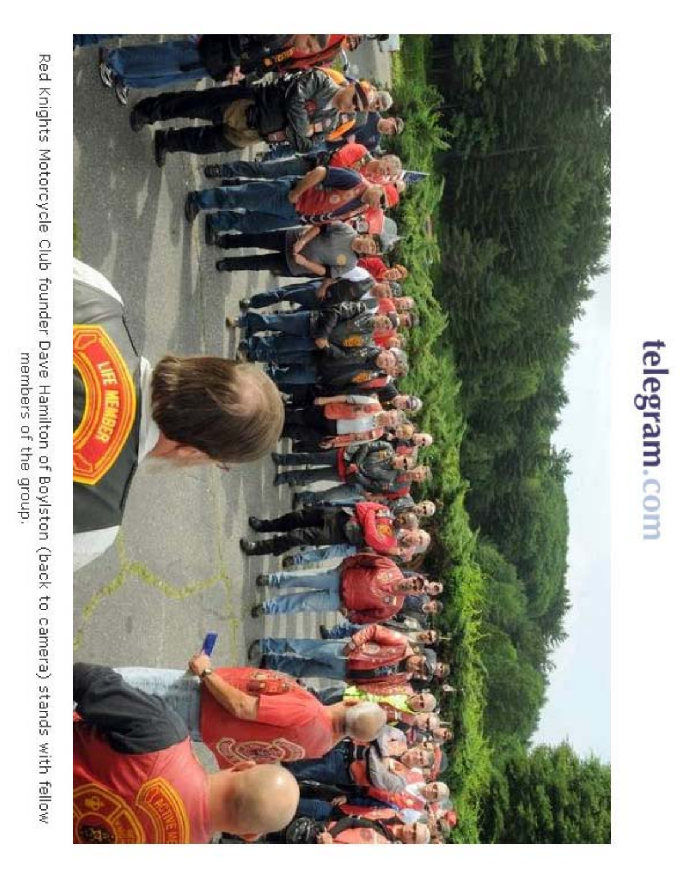telegram.com

Red Knights Motorcycle Club founder Dave Hamilton of Boylston (back to camera) stands with fellow members of the group.